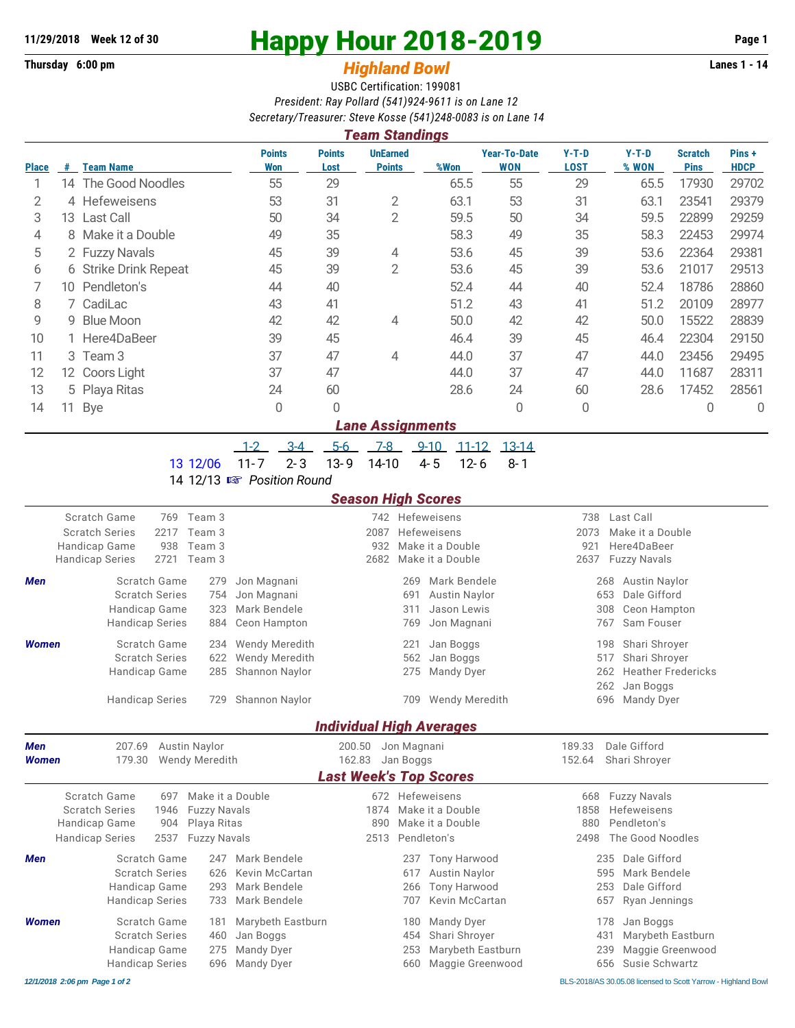**11/29/2018 Week 12 of 30**

# Happy Hour 2018-2019

**Thursday 6:00 pm**

## *Highland Bowl*

**Lanes 1 - 14**

USBC Certification: 199081

*President: Ray Pollard (541)924-9611 is on Lane 12*

*Secretary/Treasurer: Steve Kosse (541)248-0083 is on Lane 14*

### *Team Standings*

| Place | # | Team Name | Points Won | Points Lost | UnEarned Points | %Won | Year-To-Date WON | Y-T-D LOST | Y-T-D % WON | Scratch Pins | Pins + HDCP |
|---|---|---|---|---|---|---|---|---|---|---|---|
| 1 | 14 | The Good Noodles | 55 | 29 | | 65.5 | 55 | 29 | 65.5 | 17930 | 29702 |
| 2 | 4 | Hefeweisens | 53 | 31 | 2 | 63.1 | 53 | 31 | 63.1 | 23541 | 29379 |
| 3 | 13 | Last Call | 50 | 34 | 2 | 59.5 | 50 | 34 | 59.5 | 22899 | 29259 |
| 4 | 8 | Make it a Double | 49 | 35 | | 58.3 | 49 | 35 | 58.3 | 22453 | 29974 |
| 5 | 2 | Fuzzy Navals | 45 | 39 | 4 | 53.6 | 45 | 39 | 53.6 | 22364 | 29381 |
| 6 | 6 | Strike Drink Repeat | 45 | 39 | 2 | 53.6 | 45 | 39 | 53.6 | 21017 | 29513 |
| 7 | 10 | Pendleton's | 44 | 40 | | 52.4 | 44 | 40 | 52.4 | 18786 | 28860 |
| 8 | 7 | CadiLac | 43 | 41 | | 51.2 | 43 | 41 | 51.2 | 20109 | 28977 |
| 9 | 9 | Blue Moon | 42 | 42 | 4 | 50.0 | 42 | 42 | 50.0 | 15522 | 28839 |
| 10 | 1 | Here4DaBeer | 39 | 45 | | 46.4 | 39 | 45 | 46.4 | 22304 | 29150 |
| 11 | 3 | Team 3 | 37 | 47 | 4 | 44.0 | 37 | 47 | 44.0 | 23456 | 29495 |
| 12 | 12 | Coors Light | 37 | 47 | | 44.0 | 37 | 47 | 44.0 | 11687 | 28311 |
| 13 | 5 | Playa Ritas | 24 | 60 | | 28.6 | 24 | 60 | 28.6 | 17452 | 28561 |
| 14 | 11 | Bye | 0 | 0 | | | 0 | 0 | | 0 | 0 |

### *Lane Assignments*

| Week | Date | 1-2 | 3-4 | 5-6 | 7-8 | 9-10 | 11-12 | 13-14 |
|---|---|---|---|---|---|---|---|---|
| 13 | 12/06 | 11-7 | 2-3 | 13-9 | 14-10 | 4-5 | 12-6 | 8-1 |
| 14 | 12/13 | ☞ *Position Round* | | | | | | |

### *Season High Scores*

| | Category | 1st | | 2nd | | 3rd | |
|---|---|---|---|---|---|---|---|
| | Scratch Game | 769 | Team 3 | 742 | Hefeweisens | 738 | Last Call |
| | Scratch Series | 2217 | Team 3 | 2087 | Hefeweisens | 2073 | Make it a Double |
| | Handicap Game | 938 | Team 3 | 932 | Make it a Double | 921 | Here4DaBeer |
| | Handicap Series | 2721 | Team 3 | 2682 | Make it a Double | 2637 | Fuzzy Navals |
| ***Men*** | Scratch Game | 279 | Jon Magnani | 269 | Mark Bendele | 268 | Austin Naylor |
| | Scratch Series | 754 | Jon Magnani | 691 | Austin Naylor | 653 | Dale Gifford |
| | Handicap Game | 323 | Mark Bendele | 311 | Jason Lewis | 308 | Ceon Hampton |
| | Handicap Series | 884 | Ceon Hampton | 769 | Jon Magnani | 767 | Sam Fouser |
| ***Women*** | Scratch Game | 234 | Wendy Meredith | 221 | Jan Boggs | 198 | Shari Shroyer |
| | Scratch Series | 622 | Wendy Meredith | 562 | Jan Boggs | 517 | Shari Shroyer |
| | Handicap Game | 285 | Shannon Naylor | 275 | Mandy Dyer | 262 | Heather Fredericks |
| | | | | | | 262 | Jan Boggs |
| | Handicap Series | 729 | Shannon Naylor | 709 | Wendy Meredith | 696 | Mandy Dyer |

### *Individual High Averages*

| | | | | | | |
|---|---|---|---|---|---|---|
| ***Men*** | 207.69 | Austin Naylor | 200.50 | Jon Magnani | 189.33 | Dale Gifford |
| ***Women*** | 179.30 | Wendy Meredith | 162.83 | Jan Boggs | 152.64 | Shari Shroyer |

### *Last Week's Top Scores*

| | Category | 1st | | 2nd | | 3rd | |
|---|---|---|---|---|---|---|---|
| | Scratch Game | 697 | Make it a Double | 672 | Hefeweisens | 668 | Fuzzy Navals |
| | Scratch Series | 1946 | Fuzzy Navals | 1874 | Make it a Double | 1858 | Hefeweisens |
| | Handicap Game | 904 | Playa Ritas | 890 | Make it a Double | 880 | Pendleton's |
| | Handicap Series | 2537 | Fuzzy Navals | 2513 | Pendleton's | 2498 | The Good Noodles |
| ***Men*** | Scratch Game | 247 | Mark Bendele | 237 | Tony Harwood | 235 | Dale Gifford |
| | Scratch Series | 626 | Kevin McCartan | 617 | Austin Naylor | 595 | Mark Bendele |
| | Handicap Game | 293 | Mark Bendele | 266 | Tony Harwood | 253 | Dale Gifford |
| | Handicap Series | 733 | Mark Bendele | 707 | Kevin McCartan | 657 | Ryan Jennings |
| ***Women*** | Scratch Game | 181 | Marybeth Eastburn | 180 | Mandy Dyer | 178 | Jan Boggs |
| | Scratch Series | 460 | Jan Boggs | 454 | Shari Shroyer | 431 | Marybeth Eastburn |
| | Handicap Game | 275 | Mandy Dyer | 253 | Marybeth Eastburn | 239 | Maggie Greenwood |
| | Handicap Series | 696 | Mandy Dyer | 660 | Maggie Greenwood | 656 | Susie Schwartz |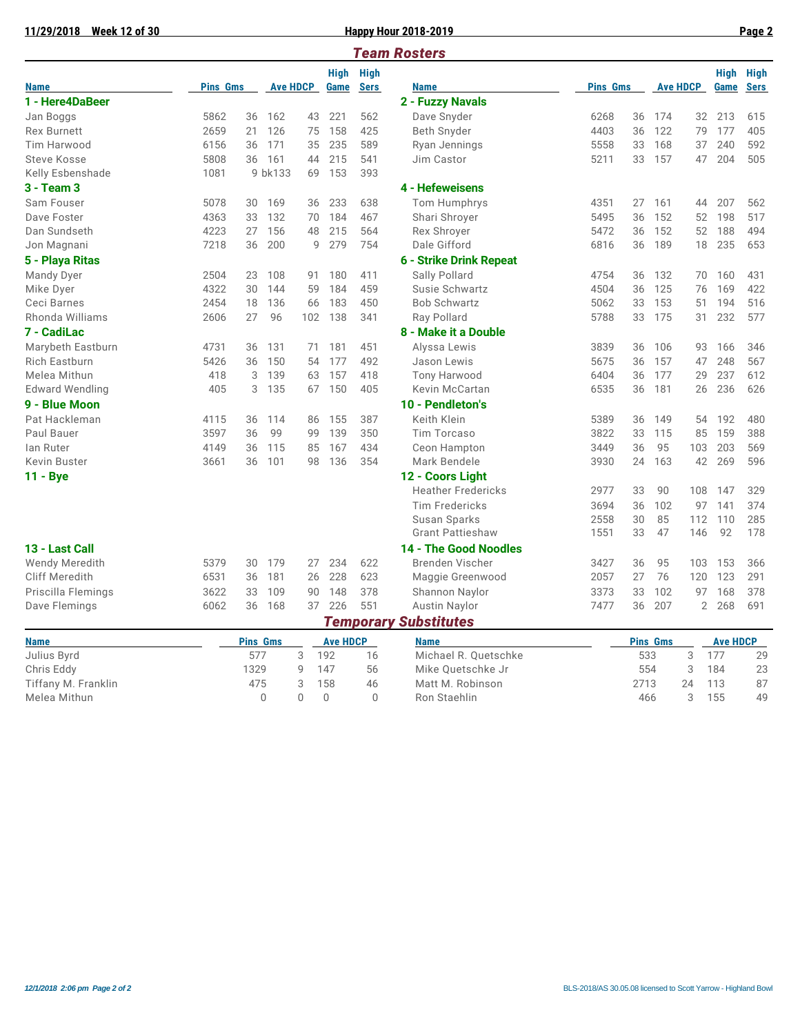## Team Rosters

| Name | Pins | Gms | Ave | HDCP | High Game | High Sers |
|---|---|---|---|---|---|---|
| **1 - Here4DaBeer** | | | | | | |
| Jan Boggs | 5862 | 36 | 162 | 43 | 221 | 562 |
| Rex Burnett | 2659 | 21 | 126 | 75 | 158 | 425 |
| Tim Harwood | 6156 | 36 | 171 | 35 | 235 | 589 |
| Steve Kosse | 5808 | 36 | 161 | 44 | 215 | 541 |
| Kelly Esbenshade | 1081 | 9 | bk133 | 69 | 153 | 393 |
| **2 - Fuzzy Navals** | | | | | | |
| Dave Snyder | 6268 | 36 | 174 | 32 | 213 | 615 |
| Beth Snyder | 4403 | 36 | 122 | 79 | 177 | 405 |
| Ryan Jennings | 5558 | 33 | 168 | 37 | 240 | 592 |
| Jim Castor | 5211 | 33 | 157 | 47 | 204 | 505 |
| **3 - Team 3** | | | | | | |
| Sam Fouser | 5078 | 30 | 169 | 36 | 233 | 638 |
| Dave Foster | 4363 | 33 | 132 | 70 | 184 | 467 |
| Dan Sundseth | 4223 | 27 | 156 | 48 | 215 | 564 |
| Jon Magnani | 7218 | 36 | 200 | 9 | 279 | 754 |
| **4 - Hefeweisens** | | | | | | |
| Tom Humphrys | 4351 | 27 | 161 | 44 | 207 | 562 |
| Shari Shroyer | 5495 | 36 | 152 | 52 | 198 | 517 |
| Rex Shroyer | 5472 | 36 | 152 | 52 | 188 | 494 |
| Dale Gifford | 6816 | 36 | 189 | 18 | 235 | 653 |
| **5 - Playa Ritas** | | | | | | |
| Mandy Dyer | 2504 | 23 | 108 | 91 | 180 | 411 |
| Mike Dyer | 4322 | 30 | 144 | 59 | 184 | 459 |
| Ceci Barnes | 2454 | 18 | 136 | 66 | 183 | 450 |
| Rhonda Williams | 2606 | 27 | 96 | 102 | 138 | 341 |
| **6 - Strike Drink Repeat** | | | | | | |
| Sally Pollard | 4754 | 36 | 132 | 70 | 160 | 431 |
| Susie Schwartz | 4504 | 36 | 125 | 76 | 169 | 422 |
| Bob Schwartz | 5062 | 33 | 153 | 51 | 194 | 516 |
| Ray Pollard | 5788 | 33 | 175 | 31 | 232 | 577 |
| **7 - CadiLac** | | | | | | |
| Marybeth Eastburn | 4731 | 36 | 131 | 71 | 181 | 451 |
| Rich Eastburn | 5426 | 36 | 150 | 54 | 177 | 492 |
| Melea Mithun | 418 | 3 | 139 | 63 | 157 | 418 |
| Edward Wendling | 405 | 3 | 135 | 67 | 150 | 405 |
| **8 - Make it a Double** | | | | | | |
| Alyssa Lewis | 3839 | 36 | 106 | 93 | 166 | 346 |
| Jason Lewis | 5675 | 36 | 157 | 47 | 248 | 567 |
| Tony Harwood | 6404 | 36 | 177 | 29 | 237 | 612 |
| Kevin McCartan | 6535 | 36 | 181 | 26 | 236 | 626 |
| **9 - Blue Moon** | | | | | | |
| Pat Hackleman | 4115 | 36 | 114 | 86 | 155 | 387 |
| Paul Bauer | 3597 | 36 | 99 | 99 | 139 | 350 |
| Ian Ruter | 4149 | 36 | 115 | 85 | 167 | 434 |
| Kevin Buster | 3661 | 36 | 101 | 98 | 136 | 354 |
| **10 - Pendleton's** | | | | | | |
| Keith Klein | 5389 | 36 | 149 | 54 | 192 | 480 |
| Tim Torcaso | 3822 | 33 | 115 | 85 | 159 | 388 |
| Ceon Hampton | 3449 | 36 | 95 | 103 | 203 | 569 |
| Mark Bendele | 3930 | 24 | 163 | 42 | 269 | 596 |
| **11 - Bye** | | | | | | |
| **12 - Coors Light** | | | | | | |
| Heather Fredericks | 2977 | 33 | 90 | 108 | 147 | 329 |
| Tim Fredericks | 3694 | 36 | 102 | 97 | 141 | 374 |
| Susan Sparks | 2558 | 30 | 85 | 112 | 110 | 285 |
| Grant Pattieshaw | 1551 | 33 | 47 | 146 | 92 | 178 |
| **13 - Last Call** | | | | | | |
| Wendy Meredith | 5379 | 30 | 179 | 27 | 234 | 622 |
| Cliff Meredith | 6531 | 36 | 181 | 26 | 228 | 623 |
| Priscilla Flemings | 3622 | 33 | 109 | 90 | 148 | 378 |
| Dave Flemings | 6062 | 36 | 168 | 37 | 226 | 551 |
| **14 - The Good Noodles** | | | | | | |
| Brenden Vischer | 3427 | 36 | 95 | 103 | 153 | 366 |
| Maggie Greenwood | 2057 | 27 | 76 | 120 | 123 | 291 |
| Shannon Naylor | 3373 | 33 | 102 | 97 | 168 | 378 |
| Austin Naylor | 7477 | 36 | 207 | 2 | 268 | 691 |

## Temporary Substitutes

| Name | Pins | Gms | Ave | HDCP |
|---|---|---|---|---|
| Julius Byrd | 577 | 3 | 192 | 16 |
| Chris Eddy | 1329 | 9 | 147 | 56 |
| Tiffany M. Franklin | 475 | 3 | 158 | 46 |
| Melea Mithun | 0 | 0 | 0 | 0 |
| Michael R. Quetschke | 533 | 3 | 177 | 29 |
| Mike Quetschke Jr | 554 | 3 | 184 | 23 |
| Matt M. Robinson | 2713 | 24 | 113 | 87 |
| Ron Staehlin | 466 | 3 | 155 | 49 |